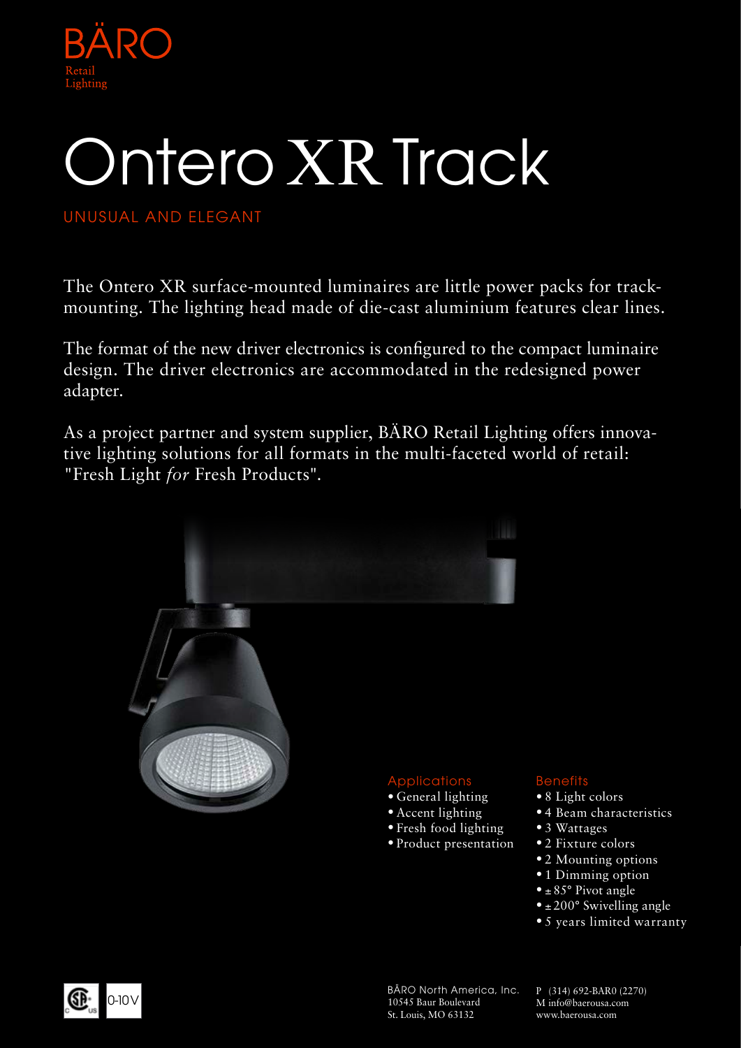BÄRO
Retail
Lighting

# Ontero XR Track

UNUSUAL AND ELEGANT

The Ontero XR surface-mounted luminaires are little power packs for track-mounting. The lighting head made of die-cast aluminium features clear lines.

The format of the new driver electronics is configured to the compact luminaire design. The driver electronics are accommodated in the redesigned power adapter.

As a project partner and system supplier, BÄRO Retail Lighting offers innovative lighting solutions for all formats in the multi-faceted world of retail: "Fresh Light *for* Fresh Products".

## Applications

- General lighting
- Accent lighting
- Fresh food lighting
- Product presentation

## Benefits

- 8 Light colors
- 4 Beam characteristics
- 3 Wattages
- 2 Fixture colors
- 2 Mounting options
- 1 Dimming option
- ± 85° Pivot angle
- ± 200° Swivelling angle
- 5 years limited warranty

0-10V

BÄRO North America, Inc.
10545 Baur Boulevard
St. Louis, MO 63132

P (314) 692-BAR0 (2270)
M info@baerousa.com
www.baerousa.com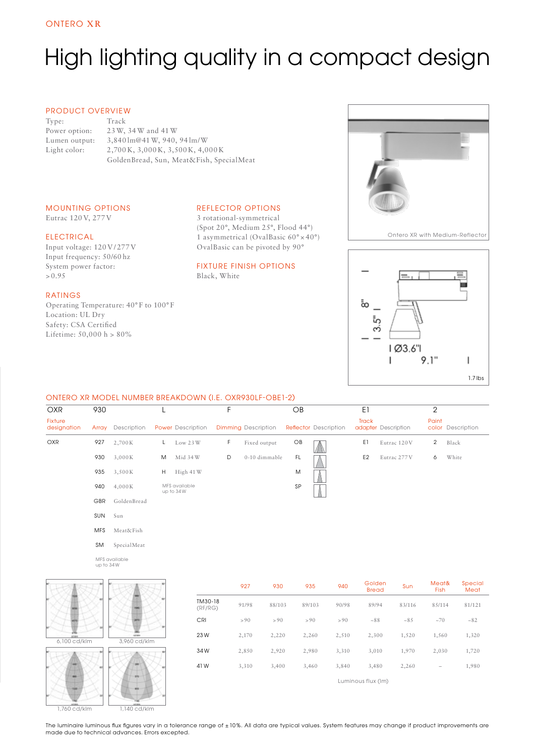ONTERO XR

# High lighting quality in a compact design

## PRODUCT OVERVIEW

| | |
|---|---|
| Type: | Track |
| Power option: | 23 W, 34 W and 41 W |
| Lumen output: | 3,840 lm@41 W, 940, 94 lm/W |
| Light color: | 2,700 K, 3,000 K, 3,500 K, 4,000 K |
| | GoldenBread, Sun, Meat&Fish, SpecialMeat |

## MOUNTING OPTIONS

Eutrac 120 V, 277 V

## ELECTRICAL

Input voltage: 120 V/277 V
Input frequency: 50/60 hz
System power factor:
> 0.95

## RATINGS

Operating Temperature: 40° F to 100° F
Location: UL Dry
Safety: CSA Certified
Lifetime: 50,000 h > 80%

## REFLECTOR OPTIONS

3 rotational-symmetrical
(Spot 20°, Medium 25°, Flood 44°)
1 asymmetrical (OvalBasic 60° × 40°)
OvalBasic can be pivoted by 90°

## FIXTURE FINISH OPTIONS

Black, White

Ontero XR with Medium-Reflector

8"
3.5"
Ø3.6"
9.1"
1.7 lbs

## ONTERO XR MODEL NUMBER BREAKDOWN (I.E. OXR930LF-OBE1-2)

| OXR | 930 | | L | | F | | OB | | E1 | | 2 | |
|---|---|---|---|---|---|---|---|---|---|---|---|---|
| Fixture designation | Array | Description | Power | Description | Dimming | Description | Reflector | Description | Track adapter | Description | Paint color | Description |
| OXR | 927 | 2,700 K | L | Low 23 W | F | Fixed output | OB | | E1 | Eutrac 120 V | 2 | Black |
| | 930 | 3,000 K | M | Mid 34 W | D | 0-10 dimmable | FL | | E2 | Eutrac 277 V | 6 | White |
| | 935 | 3,500 K | H | High 41 W | | | M | | | | | |
| | 940 | 4,000 K | MFS available up to 34 W | | | | SP | | | | | |
| | GBR | GoldenBread | | | | | | | | | | |
| | SUN | Sun | | | | | | | | | | |
| | MFS | Meat&Fish | | | | | | | | | | |
| | SM | SpecialMeat | | | | | | | | | | |
| | MFS available up to 34 W | | | | | | | | | | | |

6,100 cd/klm
3,960 cd/klm
1,760 cd/klm
1,140 cd/klm

| | 927 | 930 | 935 | 940 | Golden Bread | Sun | Meat& Fish | Special Meat |
|---|---|---|---|---|---|---|---|---|
| TM30-18 (RF/RG) | 91/98 | 88/103 | 89/103 | 90/98 | 89/94 | 83/116 | 85/114 | 81/121 |
| CRI | > 90 | > 90 | > 90 | > 90 | ~88 | ~85 | ~70 | ~82 |
| 23 W | 2,170 | 2,220 | 2,260 | 2,510 | 2,300 | 1,520 | 1,560 | 1,320 |
| 34 W | 2,850 | 2,920 | 2,980 | 3,310 | 3,010 | 1,970 | 2,030 | 1,720 |
| 41 W | 3,310 | 3,400 | 3,460 | 3,840 | 3,480 | 2,260 | – | 1,980 |

Luminous flux (lm)

The luminaire luminous flux figures vary in a tolerance range of ± 10%. All data are typical values. System features may change if product improvements are made due to technical advances. Errors excepted.